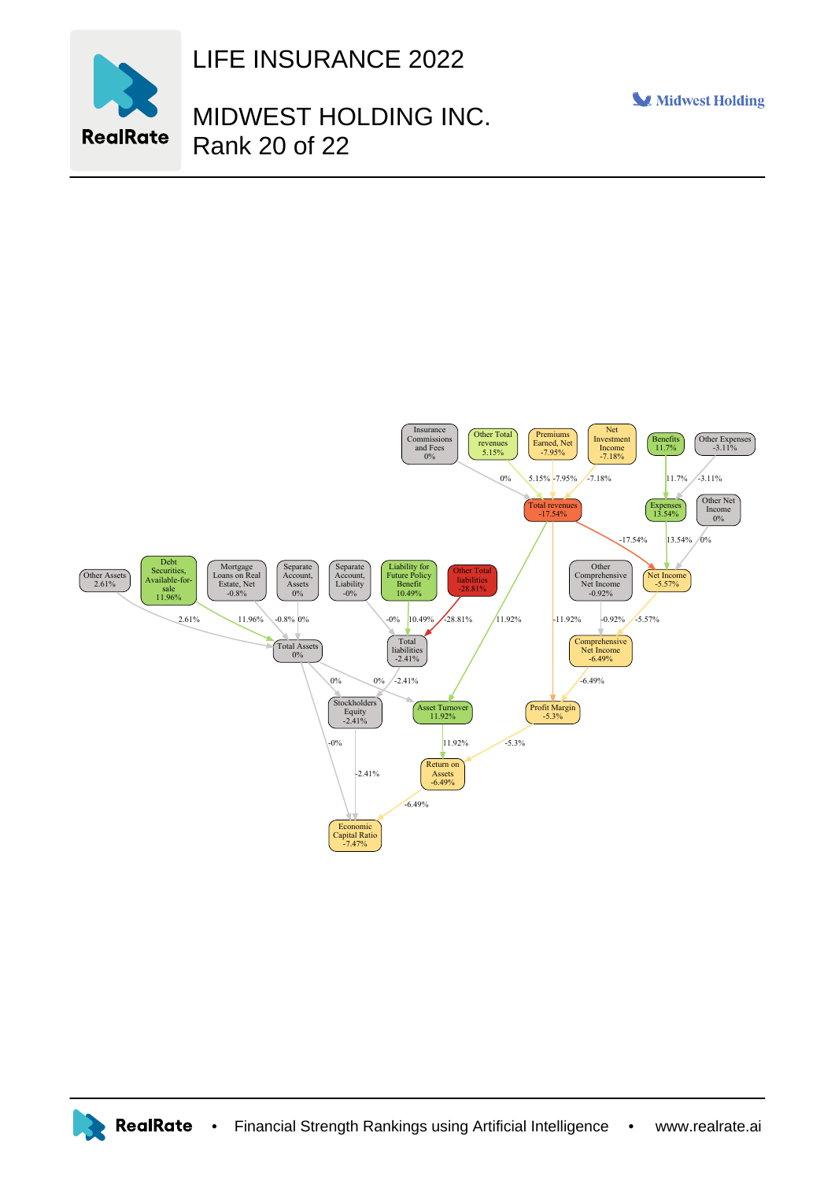# LIFE INSURANCE 2022

# MIDWEST HOLDING INC.
Rank 20 of 22

Insurance Commissions and Fees 0%

Other Total revenues 5.15%

Premiums Earned, Net -7.95%

Net Investment Income -7.18%

Benefits 11.7%

Other Expenses -3.11%

Total revenues -17.54%

Expenses 13.54%

Other Net Income 0%

Other Assets 2.61%

Debt Securities, Available-for-sale 11.96%

Mortgage Loans on Real Estate, Net -0.8%

Separate Account, Assets 0%

Separate Account, Liability -0%

Liability for Future Policy Benefit 10.49%

Other Total liabilities -28.81%

Other Comprehensive Net Income -0.92%

Net Income -5.57%

Total Assets 0%

Total liabilities -2.41%

Comprehensive Net Income -6.49%

Stockholders Equity -2.41%

Asset Turnover 11.92%

Profit Margin -5.3%

Return on Assets -6.49%

Economic Capital Ratio -7.47%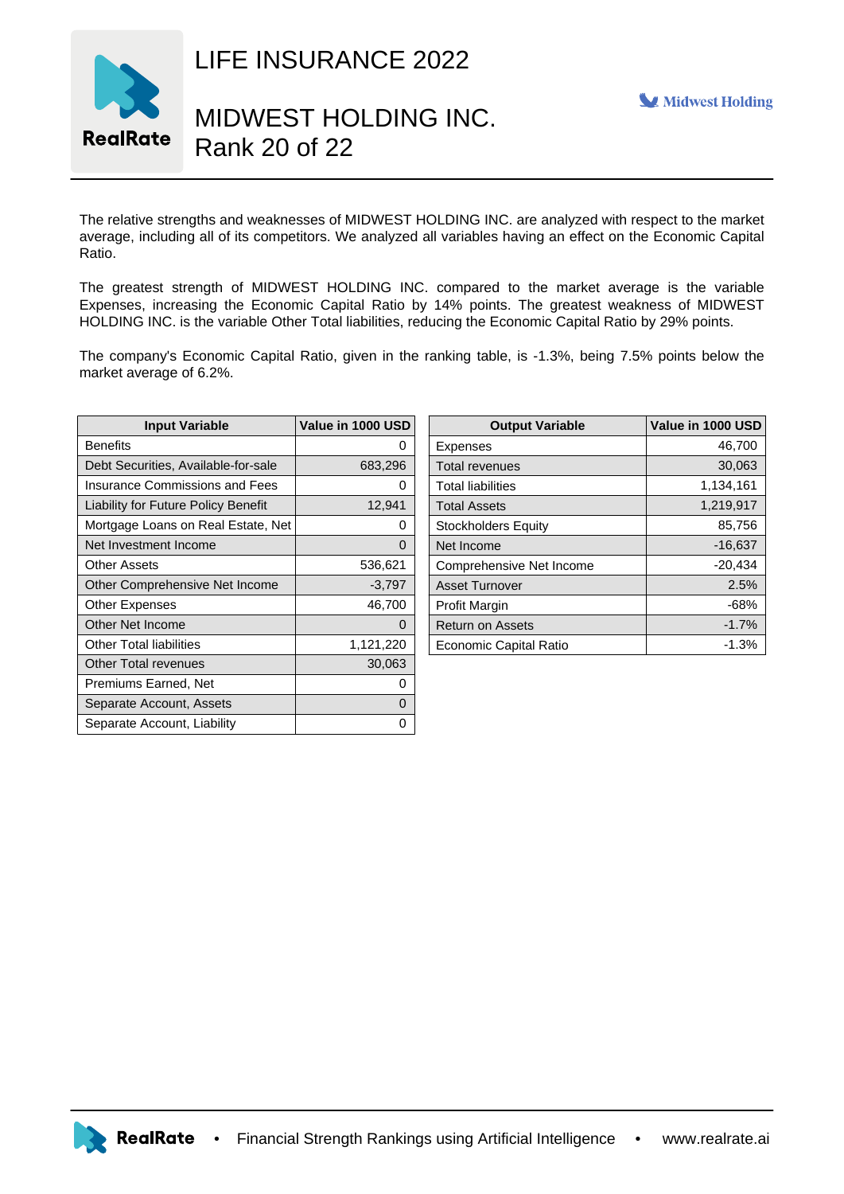# LIFE INSURANCE 2022

# MIDWEST HOLDING INC.
Rank 20 of 22

The relative strengths and weaknesses of MIDWEST HOLDING INC. are analyzed with respect to the market average, including all of its competitors. We analyzed all variables having an effect on the Economic Capital Ratio.

The greatest strength of MIDWEST HOLDING INC. compared to the market average is the variable Expenses, increasing the Economic Capital Ratio by 14% points. The greatest weakness of MIDWEST HOLDING INC. is the variable Other Total liabilities, reducing the Economic Capital Ratio by 29% points.

The company's Economic Capital Ratio, given in the ranking table, is -1.3%, being 7.5% points below the market average of 6.2%.

| Input Variable | Value in 1000 USD |
|---|---|
| Benefits | 0 |
| Debt Securities, Available-for-sale | 683,296 |
| Insurance Commissions and Fees | 0 |
| Liability for Future Policy Benefit | 12,941 |
| Mortgage Loans on Real Estate, Net | 0 |
| Net Investment Income | 0 |
| Other Assets | 536,621 |
| Other Comprehensive Net Income | -3,797 |
| Other Expenses | 46,700 |
| Other Net Income | 0 |
| Other Total liabilities | 1,121,220 |
| Other Total revenues | 30,063 |
| Premiums Earned, Net | 0 |
| Separate Account, Assets | 0 |
| Separate Account, Liability | 0 |

| Output Variable | Value in 1000 USD |
|---|---|
| Expenses | 46,700 |
| Total revenues | 30,063 |
| Total liabilities | 1,134,161 |
| Total Assets | 1,219,917 |
| Stockholders Equity | 85,756 |
| Net Income | -16,637 |
| Comprehensive Net Income | -20,434 |
| Asset Turnover | 2.5% |
| Profit Margin | -68% |
| Return on Assets | -1.7% |
| Economic Capital Ratio | -1.3% |